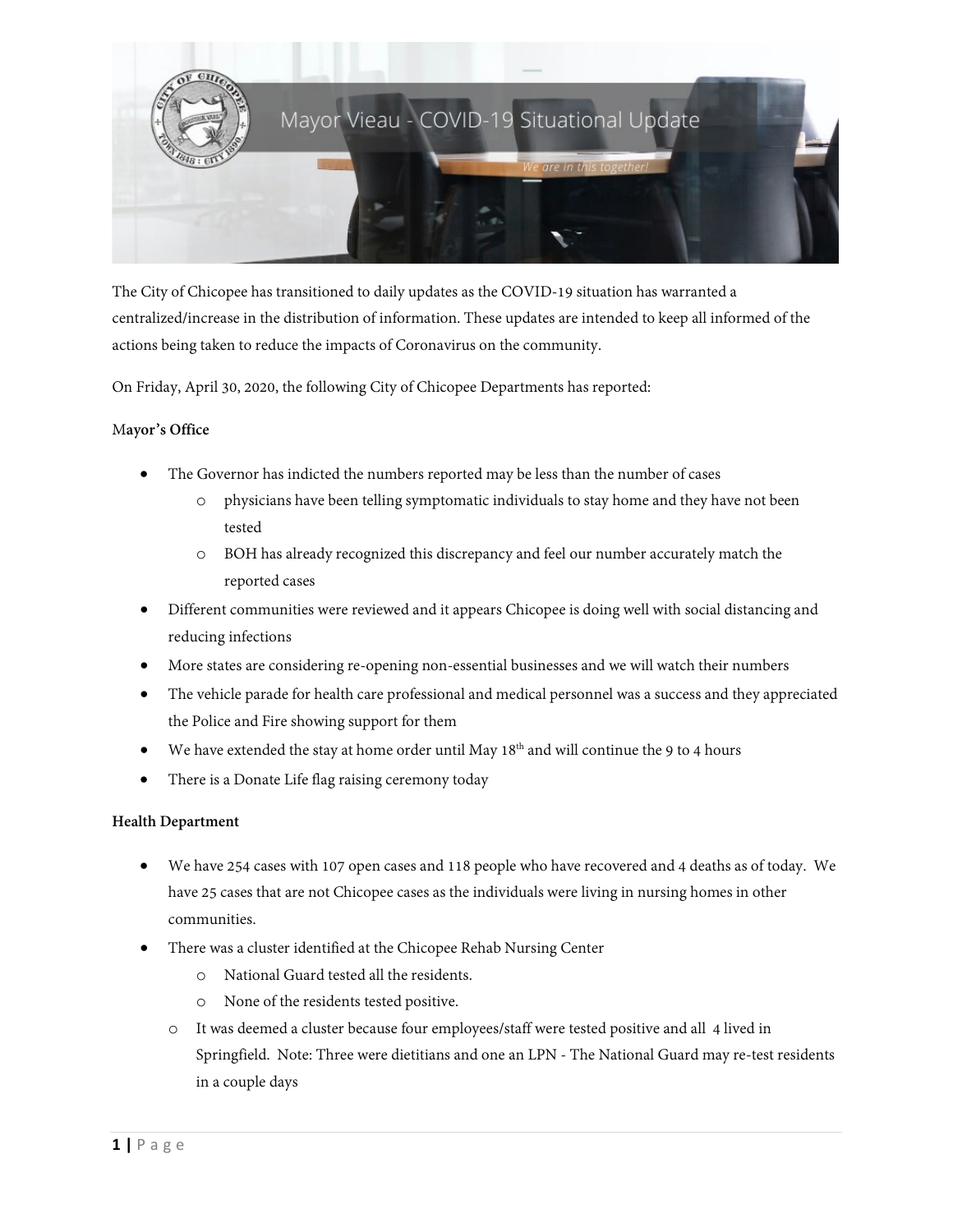# Mayor Vieau - COVID-19 Situational Update

*We are in this together!*

The City of Chicopee has transitioned to daily updates as the COVID-19 situation has warranted a centralized/increase in the distribution of information. These updates are intended to keep all informed of the actions being taken to reduce the impacts of Coronavirus on the community.

On Friday, April 30, 2020, the following City of Chicopee Departments has reported:

**Mayor's Office**

- The Governor has indicted the numbers reported may be less than the number of cases
  - physicians have been telling symptomatic individuals to stay home and they have not been tested
  - BOH has already recognized this discrepancy and feel our number accurately match the reported cases
- Different communities were reviewed and it appears Chicopee is doing well with social distancing and reducing infections
- More states are considering re-opening non-essential businesses and we will watch their numbers
- The vehicle parade for health care professional and medical personnel was a success and they appreciated the Police and Fire showing support for them
- We have extended the stay at home order until May 18th and will continue the 9 to 4 hours
- There is a Donate Life flag raising ceremony today

**Health Department**

- We have 254 cases with 107 open cases and 118 people who have recovered and 4 deaths as of today. We have 25 cases that are not Chicopee cases as the individuals were living in nursing homes in other communities.
- There was a cluster identified at the Chicopee Rehab Nursing Center
  - National Guard tested all the residents.
  - None of the residents tested positive.
  - It was deemed a cluster because four employees/staff were tested positive and all 4 lived in Springfield. Note: Three were dietitians and one an LPN - The National Guard may re-test residents in a couple days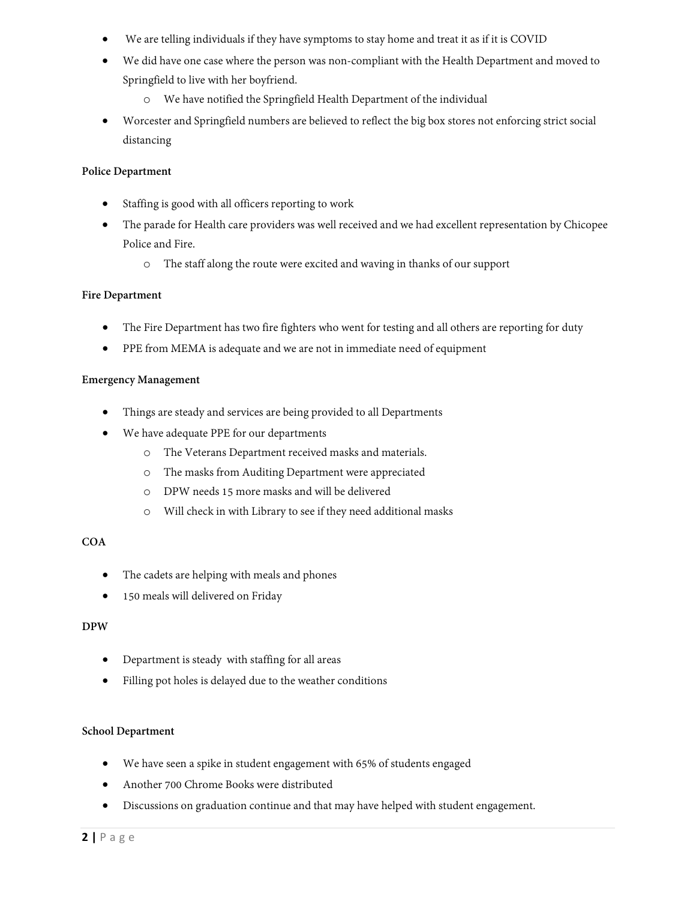- We are telling individuals if they have symptoms to stay home and treat it as if it is COVID
- We did have one case where the person was non-compliant with the Health Department and moved to Springfield to live with her boyfriend.
  - We have notified the Springfield Health Department of the individual
- Worcester and Springfield numbers are believed to reflect the big box stores not enforcing strict social distancing

**Police Department**

- Staffing is good with all officers reporting to work
- The parade for Health care providers was well received and we had excellent representation by Chicopee Police and Fire.
  - The staff along the route were excited and waving in thanks of our support

**Fire Department**

- The Fire Department has two fire fighters who went for testing and all others are reporting for duty
- PPE from MEMA is adequate and we are not in immediate need of equipment

**Emergency Management**

- Things are steady and services are being provided to all Departments
- We have adequate PPE for our departments
  - The Veterans Department received masks and materials.
  - The masks from Auditing Department were appreciated
  - DPW needs 15 more masks and will be delivered
  - Will check in with Library to see if they need additional masks

**COA**

- The cadets are helping with meals and phones
- 150 meals will delivered on Friday

**DPW**

- Department is steady with staffing for all areas
- Filling pot holes is delayed due to the weather conditions

**School Department**

- We have seen a spike in student engagement with 65% of students engaged
- Another 700 Chrome Books were distributed
- Discussions on graduation continue and that may have helped with student engagement.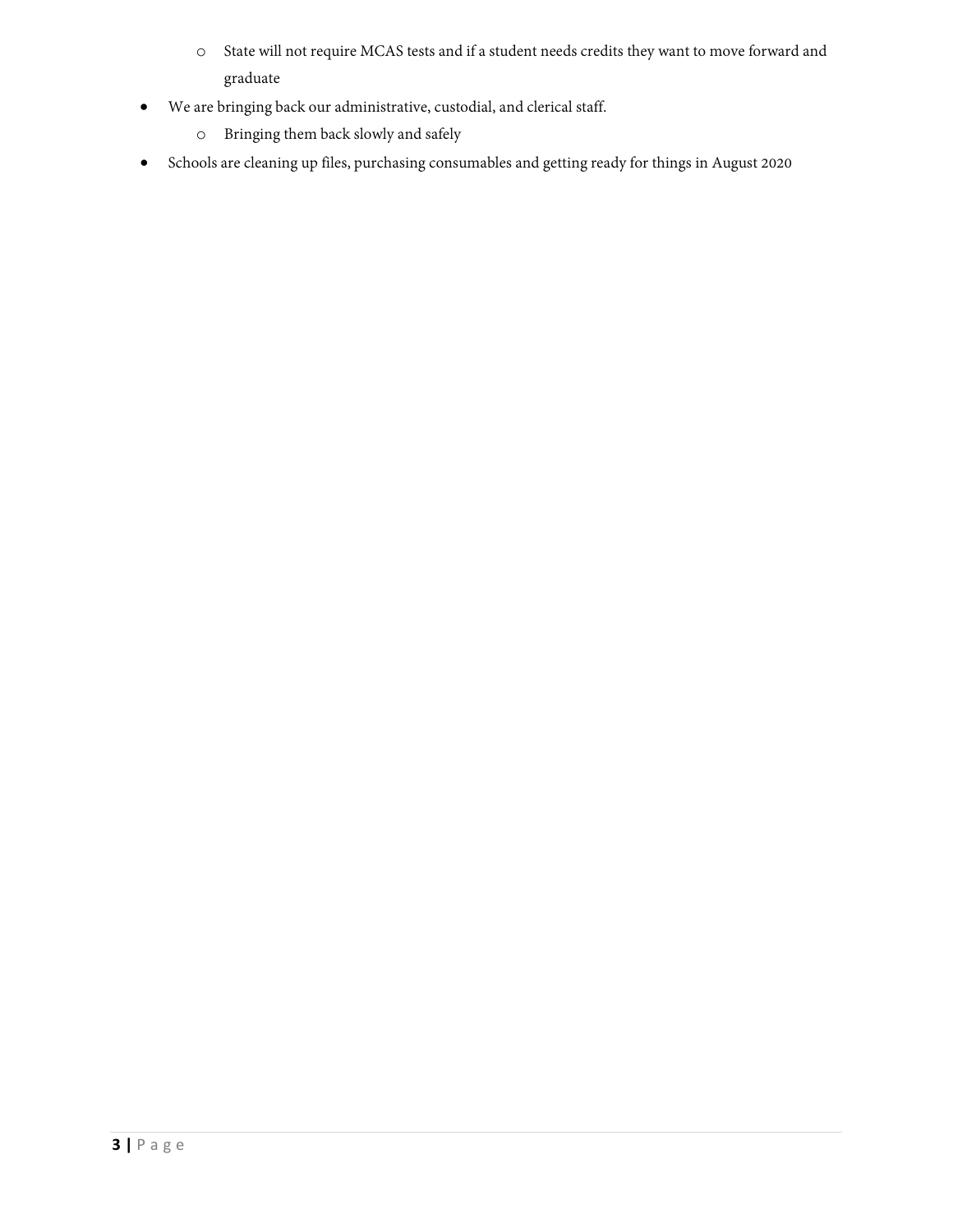- State will not require MCAS tests and if a student needs credits they want to move forward and graduate
- We are bringing back our administrative, custodial, and clerical staff.
  - Bringing them back slowly and safely
- Schools are cleaning up files, purchasing consumables and getting ready for things in August 2020